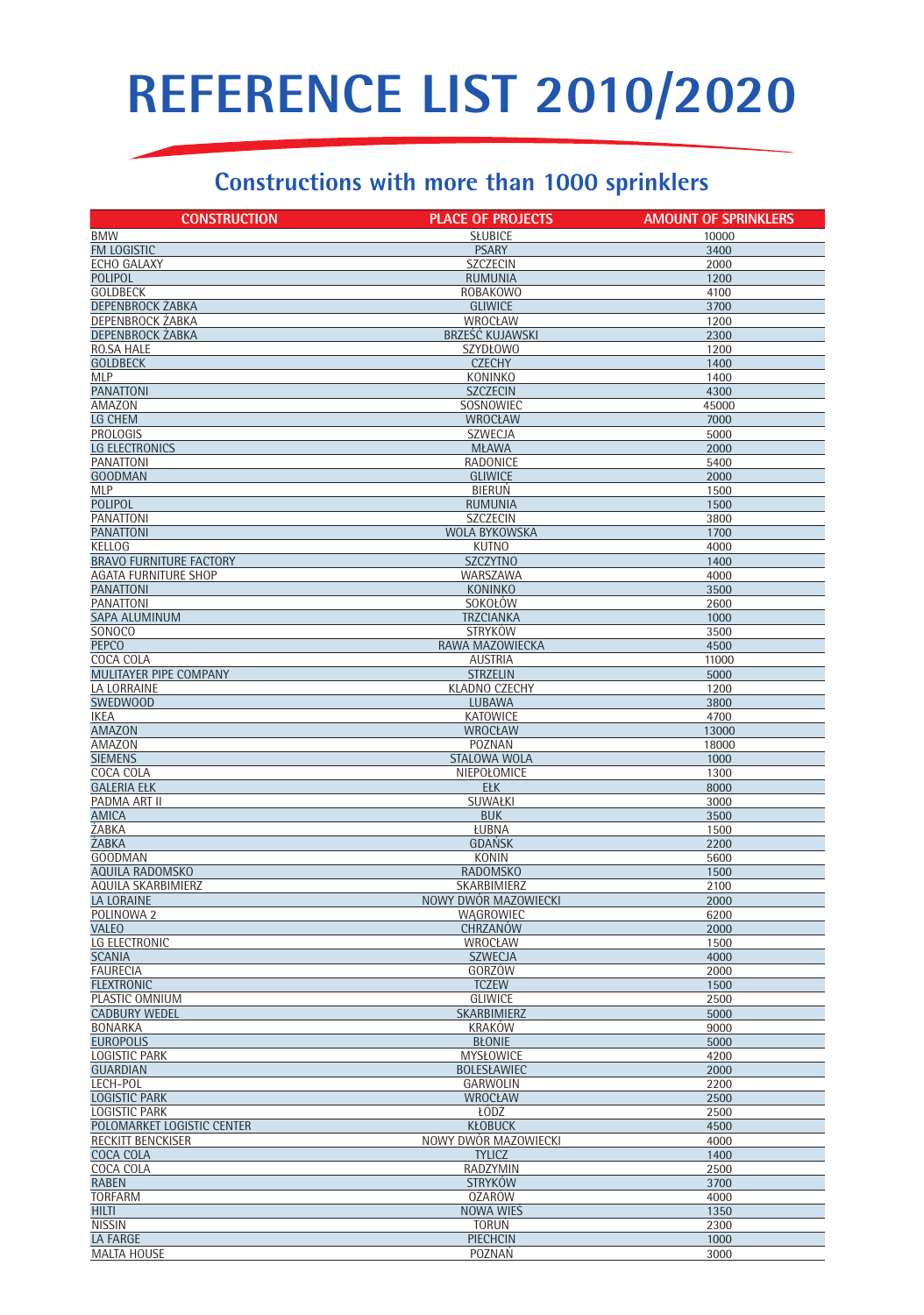# REFERENCE LIST 2010/2020

## Constructions with more than 1000 sprinklers

| CONSTRUCTION | PLACE OF PROJECTS | AMOUNT OF SPRINKLERS |
|---|---|---|
| BMW | SŁUBICE | 10000 |
| FM LOGISTIC | PSARY | 3400 |
| ECHO GALAXY | SZCZECIN | 2000 |
| POLIPOL | RUMUNIA | 1200 |
| GOLDBECK | ROBAKOWO | 4100 |
| DEPENBROCK ŻABKA | GLIWICE | 3700 |
| DEPENBROCK ŻABKA | WROCŁAW | 1200 |
| DEPENBROCK ŻABKA | BRZEŚĆ KUJAWSKI | 2300 |
| RO.SA HALE | SZYDŁOWO | 1200 |
| GOLDBECK | CZECHY | 1400 |
| MLP | KONINKO | 1400 |
| PANATTONI | SZCZECIN | 4300 |
| AMAZON | SOSNOWIEC | 45000 |
| LG CHEM | WROCŁAW | 7000 |
| PROLOGIS | SZWECJA | 5000 |
| LG ELECTRONICS | MŁAWA | 2000 |
| PANATTONI | RADONICE | 5400 |
| GOODMAN | GLIWICE | 2000 |
| MLP | BIERUŃ | 1500 |
| POLIPOL | RUMUNIA | 1500 |
| PANATTONI | SZCZECIN | 3800 |
| PANATTONI | WOLA BYKOWSKA | 1700 |
| KELLOG | KUTNO | 4000 |
| BRAVO FURNITURE FACTORY | SZCZYTNO | 1400 |
| AGATA FURNITURE SHOP | WARSZAWA | 4000 |
| PANATTONI | KONINKO | 3500 |
| PANATTONI | SOKOŁÓW | 2600 |
| SAPA ALUMINUM | TRZCIANKA | 1000 |
| SONOCO | STRYKÓW | 3500 |
| PEPCO | RAWA MAZOWIECKA | 4500 |
| COCA COLA | AUSTRIA | 11000 |
| MULITAYER PIPE COMPANY | STRZELIN | 5000 |
| LA LORRAINE | KLADNO CZECHY | 1200 |
| SWEDWOOD | LUBAWA | 3800 |
| IKEA | KATOWICE | 4700 |
| AMAZON | WROCŁAW | 13000 |
| AMAZON | POZNAŃ | 18000 |
| SIEMENS | STALOWA WOLA | 1000 |
| COCA COLA | NIEPOŁOMICE | 1300 |
| GALERIA EŁK | EŁK | 8000 |
| PADMA ART II | SUWAŁKI | 3000 |
| AMICA | BUK | 3500 |
| ŻABKA | ŁUBNA | 1500 |
| ŻABKA | GDAŃSK | 2200 |
| GOODMAN | KONIN | 5600 |
| AQUILA RADOMSKO | RADOMSKO | 1500 |
| AQUILA SKARBIMIERZ | SKARBIMIERZ | 2100 |
| LA LORAINE | NOWY DWÓR MAZOWIECKI | 2000 |
| POLINOWA 2 | WĄGROWIEC | 6200 |
| VALEO | CHRZANÓW | 2000 |
| LG ELECTRONIC | WROCŁAW | 1500 |
| SCANIA | SZWECJA | 4000 |
| FAURECIA | GORZÓW | 2000 |
| FLEXTRONIC | TCZEW | 1500 |
| PLASTIC OMNIUM | GLIWICE | 2500 |
| CADBURY WEDEL | SKARBIMIERZ | 5000 |
| BONARKA | KRAKÓW | 9000 |
| EUROPOLIS | BŁONIE | 5000 |
| LOGISTIC PARK | MYSŁOWICE | 4200 |
| GUARDIAN | BOLESŁAWIEC | 2000 |
| LECH-POL | GARWOLIN | 2200 |
| LOGISTIC PARK | WROCŁAW | 2500 |
| LOGISTIC PARK | ŁÓDŹ | 2500 |
| POLOMARKET LOGISTIC CENTER | KŁOBUCK | 4500 |
| RECKITT BENCKISER | NOWY DWÓR MAZOWIECKI | 4000 |
| COCA COLA | TYLICZ | 1400 |
| COCA COLA | RADZYMIN | 2500 |
| RABEN | STRYKÓW | 3700 |
| TORFARM | OŻARÓW | 4000 |
| HILTI | NOWA WIEŚ | 1350 |
| NISSIN | TORUŃ | 2300 |
| LA FARGE | PIECHCIN | 1000 |
| MALTA HOUSE | POZNAŃ | 3000 |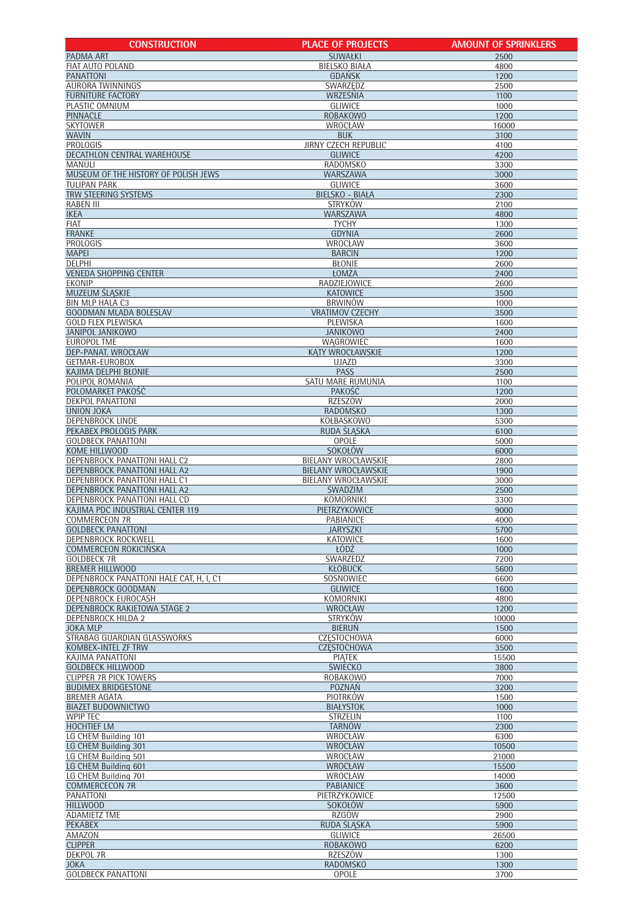| CONSTRUCTION | PLACE OF PROJECTS | AMOUNT OF SPRINKLERS |
|---|---|---|
| PADMA ART | SUWAŁKI | 2500 |
| FIAT AUTO POLAND | BIELSKO BIAŁA | 4800 |
| PANATTONI | GDAŃSK | 1200 |
| AURORA TWINNINGS | SWARZĘDZ | 2500 |
| FURNITURE FACTORY | WRZEŚNIA | 1100 |
| PLASTIC OMNIUM | GLIWICE | 1000 |
| PINNACLE | ROBAKOWO | 1200 |
| SKYTOWER | WROCŁAW | 16000 |
| WAVIN | BUK | 3100 |
| PROLOGIS | JIRNY CZECH REPUBLIC | 4100 |
| DECATHLON CENTRAL WAREHOUSE | GLIWICE | 4200 |
| MANULI | RADOMSKO | 3300 |
| MUSEUM OF THE HISTORY OF POLISH JEWS | WARSZAWA | 3000 |
| TULIPAN PARK | GLIWICE | 3600 |
| TRW STEERING SYSTEMS | BIELSKO - BIAŁA | 2300 |
| RABEN III | STRYKÓW | 2100 |
| IKEA | WARSZAWA | 4800 |
| FIAT | TYCHY | 1300 |
| FRANKE | GDYNIA | 2600 |
| PROLOGIS | WROCŁAW | 3600 |
| MAPEI | BARCIN | 1200 |
| DELPHI | BŁONIE | 2600 |
| VENEDA SHOPPING CENTER | ŁOMŻA | 2400 |
| EKONIP | RADZIEJOWICE | 2600 |
| MUZEUM ŚLĄSKIE | KATOWICE | 3500 |
| BIN MLP HALA C3 | BRWINÓW | 1000 |
| GOODMAN MLADA BOLESLAV | VRATIMOV CZECHY | 3500 |
| GOLD FLEX PLEWISKA | PLEWISKA | 1600 |
| JANIPOL JANIKOWO | JANIKOWO | 2400 |
| EUROPOL TME | WĄGROWIEC | 1600 |
| DEP-PANAT. WROCŁAW | KĄTY WROCŁAWSKIE | 1200 |
| GETMAR-EUROBOX | UJAZD | 3300 |
| KAJIMA DELPHI BŁONIE | PASS | 2500 |
| POLIPOL ROMANIA | SATU MARE RUMUNIA | 1100 |
| POLOMARKET PAKOŚĆ | PAKOŚĆ | 1200 |
| DEKPOL PANATTONI | RZESZÓW | 2000 |
| UNION JOKA | RADOMSKO | 1300 |
| DEPENBROCK LINDE | KOŁBASKOWO | 5300 |
| PEKABEX PROLOGIS PARK | RUDA ŚLĄSKA | 6100 |
| GOLDBECK PANATTONI | OPOLE | 5000 |
| KOME HILLWOOD | SOKOŁÓW | 6000 |
| DEPENBROCK PANATTONI HALL C2 | BIELANY WROCŁAWSKIE | 2800 |
| DEPENBROCK PANATTONI HALL A2 | BIELANY WROCŁAWSKIE | 1900 |
| DEPENBROCK PANATTONI HALL C1 | BIELANY WROCŁAWSKIE | 3000 |
| DEPENBROCK PANATTONI HALL A2 | SWADZIM | 2500 |
| DEPENBROCK PANATTONI HALL CD | KOMORNIKI | 3300 |
| KAJIMA PDC INDUSTRIAL CENTER 119 | PIETRZYKOWICE | 9000 |
| COMMERCEON 7R | PABIANICE | 4000 |
| GOLDBECK PANATTONI | JARYSZKI | 5700 |
| DEPENBROCK ROCKWELL | KATOWICE | 1600 |
| COMMERCEON ROKICIŃSKA | ŁÓDŹ | 1000 |
| GOLDBECK 7R | SWARZĘDZ | 7200 |
| BREMER HILLWOOD | KŁOBUCK | 5600 |
| DEPENBROCK PANATTONI HALE CAT, H, I, C1 | SOSNOWIEC | 6600 |
| DEPENBROCK GOODMAN | GLIWICE | 1600 |
| DEPENBROCK EUROCASH | KOMORNIKI | 4800 |
| DEPENBROCK RAKIETOWA STAGE 2 | WROCŁAW | 1200 |
| DEPENBROCK HILDA 2 | STRYKÓW | 10000 |
| JOKA MLP | BIERUŃ | 1500 |
| STRABAG GUARDIAN GLASSWORKS | CZĘSTOCHOWA | 6000 |
| KOMBEX-INTEL ZF TRW | CZĘSTOCHOWA | 3500 |
| KAJIMA PANATTONI | PIĄTEK | 15500 |
| GOLDBECK HILLWOOD | ŚWIECKO | 3800 |
| CLIPPER 7R PICK TOWERS | ROBAKOWO | 7000 |
| BUDIMEX BRIDGESTONE | POZNAŃ | 3200 |
| BREMER AGATA | PIOTRKÓW | 1500 |
| BIAZET BUDOWNICTWO | BIAŁYSTOK | 1000 |
| WPIP TEC | STRZELIN | 1100 |
| HOCHTIEF LM | TARNÓW | 2300 |
| LG CHEM Building 101 | WROCŁAW | 6300 |
| LG CHEM Building 301 | WROCŁAW | 10500 |
| LG CHEM Building 501 | WROCŁAW | 21000 |
| LG CHEM Building 601 | WROCŁAW | 15500 |
| LG CHEM Building 701 | WROCŁAW | 14000 |
| COMMERCECON 7R | PABIANICE | 3600 |
| PANATTONI | PIETRZYKOWICE | 12500 |
| HILLWOOD | SOKOŁÓW | 5900 |
| ADAMIETZ TME | RZGÓW | 2900 |
| PEKABEX | RUDA ŚLĄSKA | 5900 |
| AMAZON | GLIWICE | 26500 |
| CLIPPER | ROBAKOWO | 6200 |
| DEKPOL 7R | RZESZÓW | 1300 |
| JOKA | RADOMSKO | 1300 |
| GOLDBECK PANATTONI | OPOLE | 3700 |